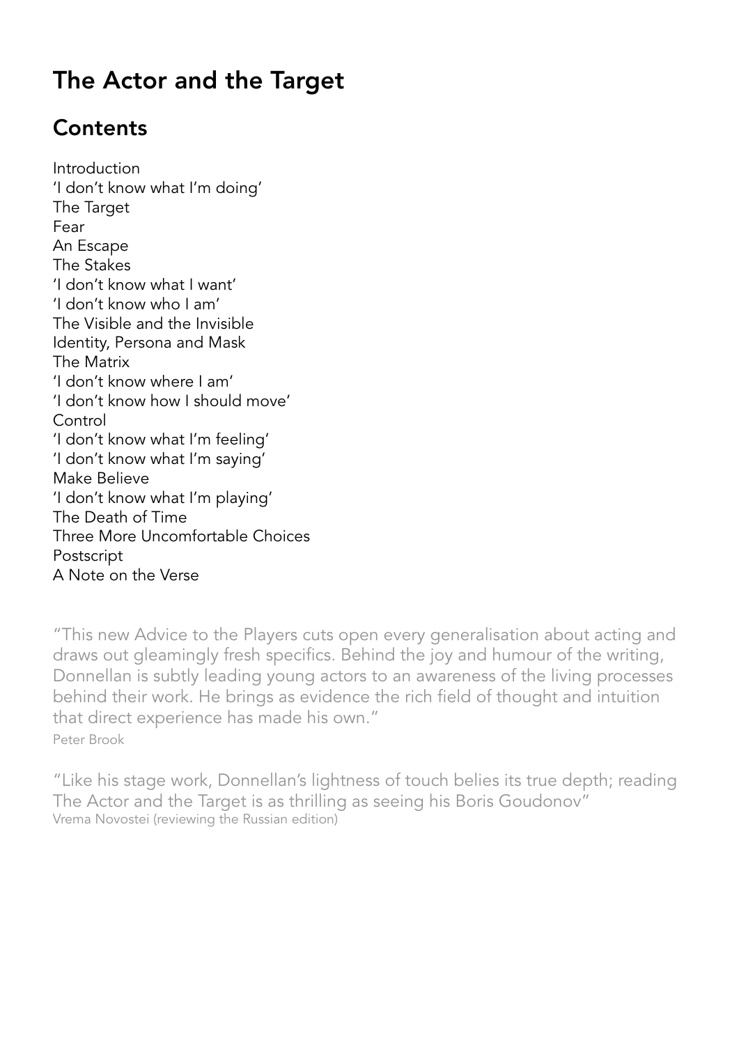# The Actor and the Target

## Contents

Introduction
'I don't know what I'm doing'
The Target
Fear
An Escape
The Stakes
'I don't know what I want'
'I don't know who I am'
The Visible and the Invisible
Identity, Persona and Mask
The Matrix
'I don't know where I am'
'I don't know how I should move'
Control
'I don't know what I'm feeling'
'I don't know what I'm saying'
Make Believe
'I don't know what I'm playing'
The Death of Time
Three More Uncomfortable Choices
Postscript
A Note on the Verse

"This new Advice to the Players cuts open every generalisation about acting and draws out gleamingly fresh specifics. Behind the joy and humour of the writing, Donnellan is subtly leading young actors to an awareness of the living processes behind their work. He brings as evidence the rich field of thought and intuition that direct experience has made his own."
Peter Brook

"Like his stage work, Donnellan's lightness of touch belies its true depth; reading The Actor and the Target is as thrilling as seeing his Boris Goudonov"
Vrema Novostei (reviewing the Russian edition)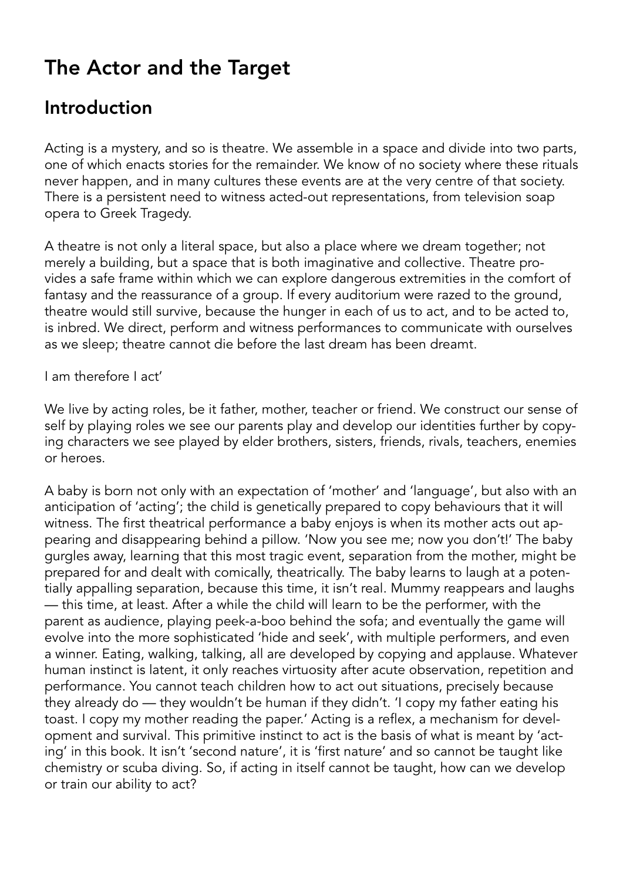# The Actor and the Target

## Introduction

Acting is a mystery, and so is theatre. We assemble in a space and divide into two parts, one of which enacts stories for the remainder. We know of no society where these rituals never happen, and in many cultures these events are at the very centre of that society. There is a persistent need to witness acted-out representations, from television soap opera to Greek Tragedy.

A theatre is not only a literal space, but also a place where we dream together; not merely a building, but a space that is both imaginative and collective. Theatre provides a safe frame within which we can explore dangerous extremities in the comfort of fantasy and the reassurance of a group. If every auditorium were razed to the ground, theatre would still survive, because the hunger in each of us to act, and to be acted to, is inbred. We direct, perform and witness performances to communicate with ourselves as we sleep; theatre cannot die before the last dream has been dreamt.

I am therefore I act'

We live by acting roles, be it father, mother, teacher or friend. We construct our sense of self by playing roles we see our parents play and develop our identities further by copying characters we see played by elder brothers, sisters, friends, rivals, teachers, enemies or heroes.

A baby is born not only with an expectation of 'mother' and 'language', but also with an anticipation of 'acting'; the child is genetically prepared to copy behaviours that it will witness. The first theatrical performance a baby enjoys is when its mother acts out appearing and disappearing behind a pillow. 'Now you see me; now you don't!' The baby gurgles away, learning that this most tragic event, separation from the mother, might be prepared for and dealt with comically, theatrically. The baby learns to laugh at a potentially appalling separation, because this time, it isn't real. Mummy reappears and laughs — this time, at least. After a while the child will learn to be the performer, with the parent as audience, playing peek-a-boo behind the sofa; and eventually the game will evolve into the more sophisticated 'hide and seek', with multiple performers, and even a winner. Eating, walking, talking, all are developed by copying and applause. Whatever human instinct is latent, it only reaches virtuosity after acute observation, repetition and performance. You cannot teach children how to act out situations, precisely because they already do — they wouldn't be human if they didn't. 'I copy my father eating his toast. I copy my mother reading the paper.' Acting is a reflex, a mechanism for development and survival. This primitive instinct to act is the basis of what is meant by 'acting' in this book. It isn't 'second nature', it is 'first nature' and so cannot be taught like chemistry or scuba diving. So, if acting in itself cannot be taught, how can we develop or train our ability to act?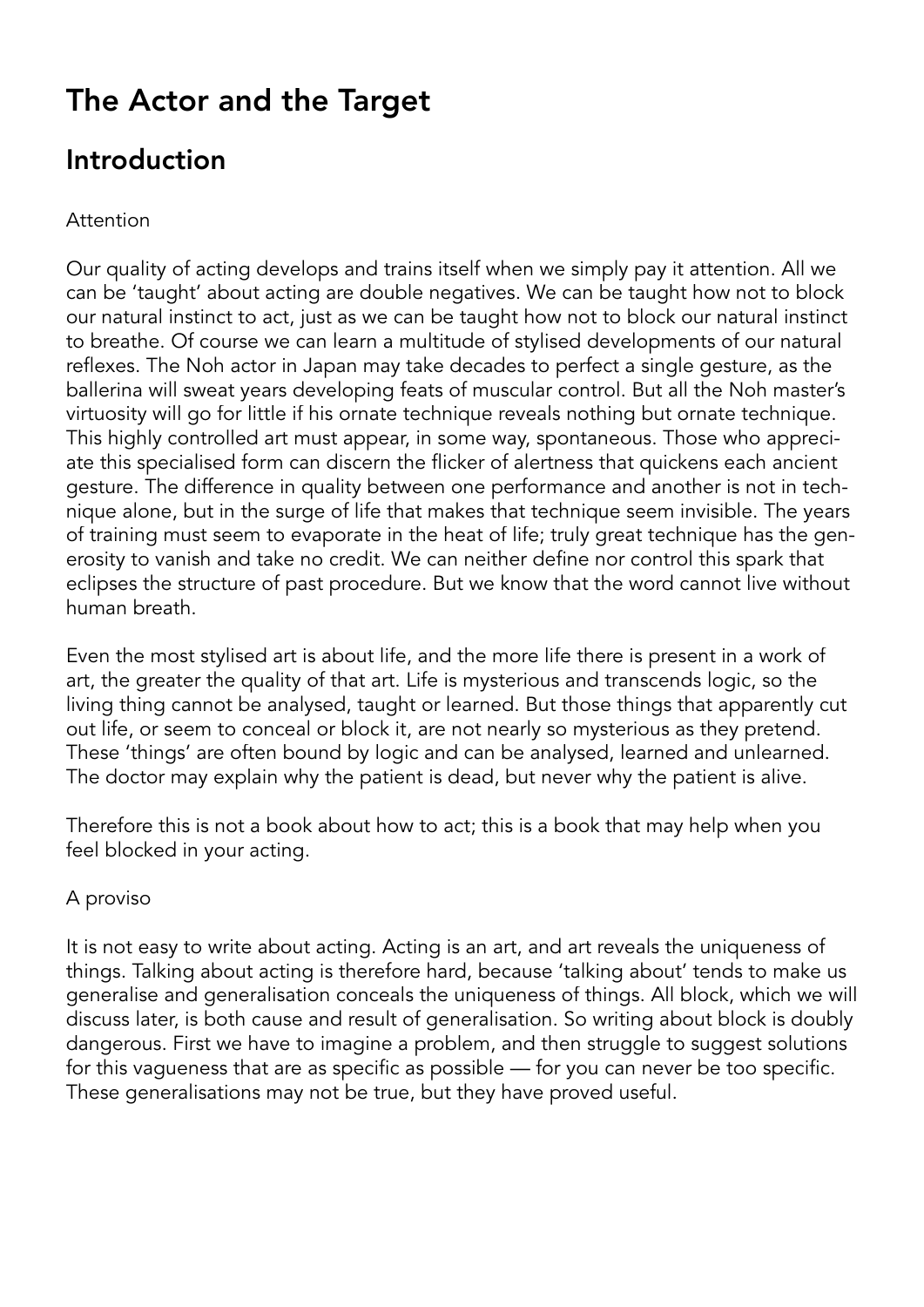# The Actor and the Target

## Introduction

### Attention

Our quality of acting develops and trains itself when we simply pay it attention. All we can be 'taught' about acting are double negatives. We can be taught how not to block our natural instinct to act, just as we can be taught how not to block our natural instinct to breathe. Of course we can learn a multitude of stylised developments of our natural reflexes. The Noh actor in Japan may take decades to perfect a single gesture, as the ballerina will sweat years developing feats of muscular control. But all the Noh master's virtuosity will go for little if his ornate technique reveals nothing but ornate technique. This highly controlled art must appear, in some way, spontaneous. Those who appreciate this specialised form can discern the flicker of alertness that quickens each ancient gesture. The difference in quality between one performance and another is not in technique alone, but in the surge of life that makes that technique seem invisible. The years of training must seem to evaporate in the heat of life; truly great technique has the generosity to vanish and take no credit. We can neither define nor control this spark that eclipses the structure of past procedure. But we know that the word cannot live without human breath.

Even the most stylised art is about life, and the more life there is present in a work of art, the greater the quality of that art. Life is mysterious and transcends logic, so the living thing cannot be analysed, taught or learned. But those things that apparently cut out life, or seem to conceal or block it, are not nearly so mysterious as they pretend. These 'things' are often bound by logic and can be analysed, learned and unlearned. The doctor may explain why the patient is dead, but never why the patient is alive.

Therefore this is not a book about how to act; this is a book that may help when you feel blocked in your acting.

### A proviso

It is not easy to write about acting. Acting is an art, and art reveals the uniqueness of things. Talking about acting is therefore hard, because 'talking about' tends to make us generalise and generalisation conceals the uniqueness of things. All block, which we will discuss later, is both cause and result of generalisation. So writing about block is doubly dangerous. First we have to imagine a problem, and then struggle to suggest solutions for this vagueness that are as specific as possible — for you can never be too specific. These generalisations may not be true, but they have proved useful.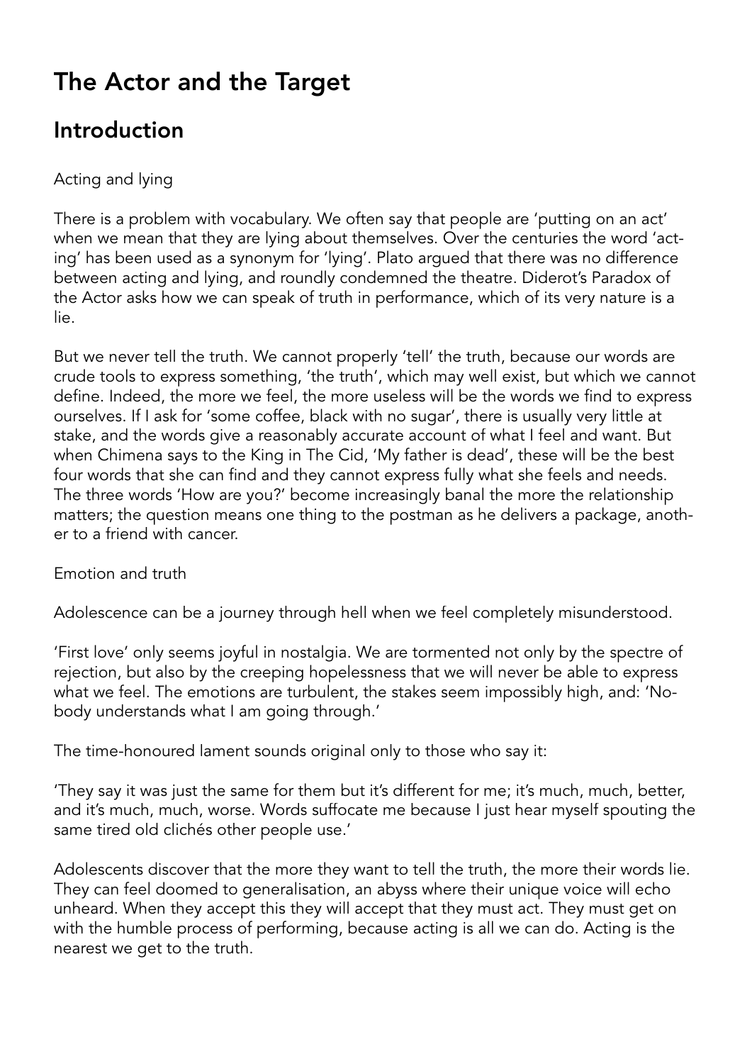# The Actor and the Target

## Introduction

Acting and lying

There is a problem with vocabulary. We often say that people are 'putting on an act' when we mean that they are lying about themselves. Over the centuries the word 'acting' has been used as a synonym for 'lying'. Plato argued that there was no difference between acting and lying, and roundly condemned the theatre. Diderot's Paradox of the Actor asks how we can speak of truth in performance, which of its very nature is a lie.

But we never tell the truth. We cannot properly 'tell' the truth, because our words are crude tools to express something, 'the truth', which may well exist, but which we cannot define. Indeed, the more we feel, the more useless will be the words we find to express ourselves. If I ask for 'some coffee, black with no sugar', there is usually very little at stake, and the words give a reasonably accurate account of what I feel and want. But when Chimena says to the King in The Cid, 'My father is dead', these will be the best four words that she can find and they cannot express fully what she feels and needs. The three words 'How are you?' become increasingly banal the more the relationship matters; the question means one thing to the postman as he delivers a package, another to a friend with cancer.

Emotion and truth

Adolescence can be a journey through hell when we feel completely misunderstood.

'First love' only seems joyful in nostalgia. We are tormented not only by the spectre of rejection, but also by the creeping hopelessness that we will never be able to express what we feel. The emotions are turbulent, the stakes seem impossibly high, and: 'Nobody understands what I am going through.'

The time-honoured lament sounds original only to those who say it:

'They say it was just the same for them but it's different for me; it's much, much, better, and it's much, much, worse. Words suffocate me because I just hear myself spouting the same tired old clichés other people use.'

Adolescents discover that the more they want to tell the truth, the more their words lie. They can feel doomed to generalisation, an abyss where their unique voice will echo unheard. When they accept this they will accept that they must act. They must get on with the humble process of performing, because acting is all we can do. Acting is the nearest we get to the truth.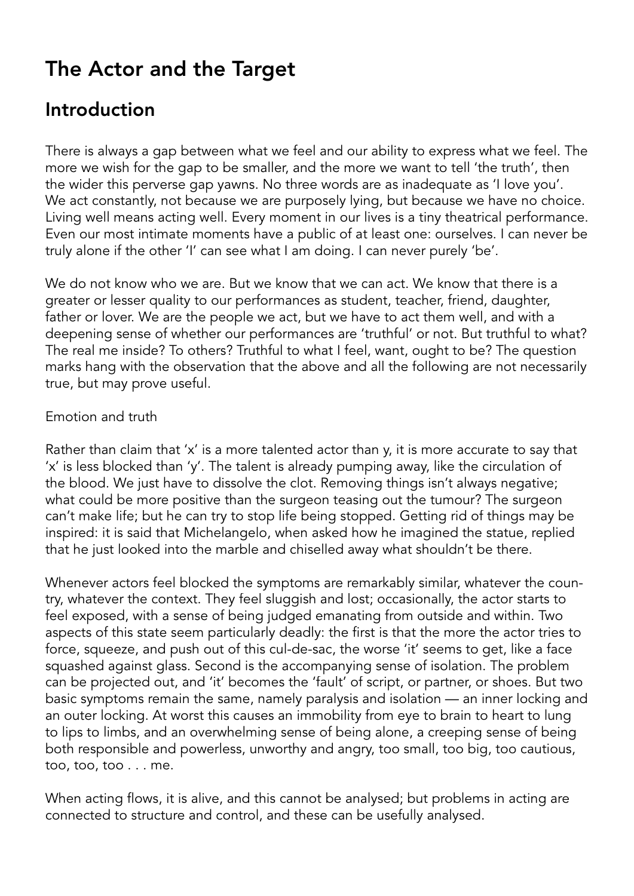# The Actor and the Target

## Introduction

There is always a gap between what we feel and our ability to express what we feel. The more we wish for the gap to be smaller, and the more we want to tell 'the truth', then the wider this perverse gap yawns. No three words are as inadequate as 'I love you'. We act constantly, not because we are purposely lying, but because we have no choice. Living well means acting well. Every moment in our lives is a tiny theatrical performance. Even our most intimate moments have a public of at least one: ourselves. I can never be truly alone if the other 'I' can see what I am doing. I can never purely 'be'.

We do not know who we are. But we know that we can act. We know that there is a greater or lesser quality to our performances as student, teacher, friend, daughter, father or lover. We are the people we act, but we have to act them well, and with a deepening sense of whether our performances are 'truthful' or not. But truthful to what? The real me inside? To others? Truthful to what I feel, want, ought to be? The question marks hang with the observation that the above and all the following are not necessarily true, but may prove useful.

Emotion and truth

Rather than claim that 'x' is a more talented actor than y, it is more accurate to say that 'x' is less blocked than 'y'. The talent is already pumping away, like the circulation of the blood. We just have to dissolve the clot. Removing things isn't always negative; what could be more positive than the surgeon teasing out the tumour? The surgeon can't make life; but he can try to stop life being stopped. Getting rid of things may be inspired: it is said that Michelangelo, when asked how he imagined the statue, replied that he just looked into the marble and chiselled away what shouldn't be there.

Whenever actors feel blocked the symptoms are remarkably similar, whatever the country, whatever the context. They feel sluggish and lost; occasionally, the actor starts to feel exposed, with a sense of being judged emanating from outside and within. Two aspects of this state seem particularly deadly: the first is that the more the actor tries to force, squeeze, and push out of this cul-de-sac, the worse 'it' seems to get, like a face squashed against glass. Second is the accompanying sense of isolation. The problem can be projected out, and 'it' becomes the 'fault' of script, or partner, or shoes. But two basic symptoms remain the same, namely paralysis and isolation — an inner locking and an outer locking. At worst this causes an immobility from eye to brain to heart to lung to lips to limbs, and an overwhelming sense of being alone, a creeping sense of being both responsible and powerless, unworthy and angry, too small, too big, too cautious, too, too, too . . . me.

When acting flows, it is alive, and this cannot be analysed; but problems in acting are connected to structure and control, and these can be usefully analysed.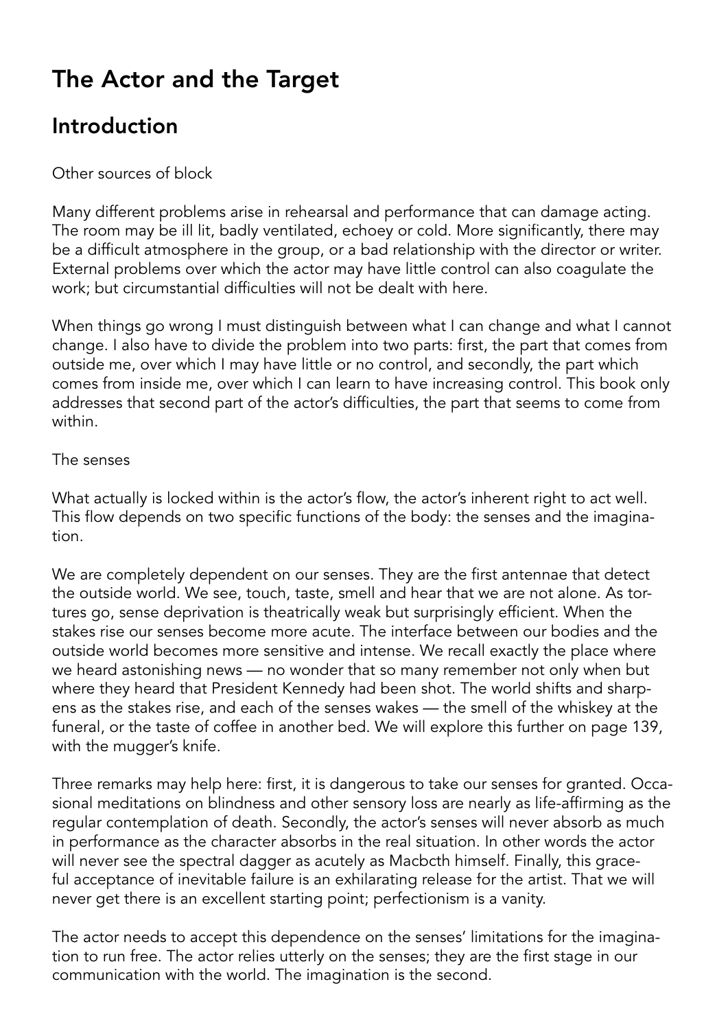# The Actor and the Target

## Introduction

Other sources of block

Many different problems arise in rehearsal and performance that can damage acting. The room may be ill lit, badly ventilated, echoey or cold. More significantly, there may be a difficult atmosphere in the group, or a bad relationship with the director or writer. External problems over which the actor may have little control can also coagulate the work; but circumstantial difficulties will not be dealt with here.

When things go wrong I must distinguish between what I can change and what I cannot change. I also have to divide the problem into two parts: first, the part that comes from outside me, over which I may have little or no control, and secondly, the part which comes from inside me, over which I can learn to have increasing control. This book only addresses that second part of the actor's difficulties, the part that seems to come from within.

The senses

What actually is locked within is the actor's flow, the actor's inherent right to act well. This flow depends on two specific functions of the body: the senses and the imagination.

We are completely dependent on our senses. They are the first antennae that detect the outside world. We see, touch, taste, smell and hear that we are not alone. As tortures go, sense deprivation is theatrically weak but surprisingly efficient. When the stakes rise our senses become more acute. The interface between our bodies and the outside world becomes more sensitive and intense. We recall exactly the place where we heard astonishing news — no wonder that so many remember not only when but where they heard that President Kennedy had been shot. The world shifts and sharpens as the stakes rise, and each of the senses wakes — the smell of the whiskey at the funeral, or the taste of coffee in another bed. We will explore this further on page 139, with the mugger's knife.

Three remarks may help here: first, it is dangerous to take our senses for granted. Occasional meditations on blindness and other sensory loss are nearly as life-affirming as the regular contemplation of death. Secondly, the actor's senses will never absorb as much in performance as the character absorbs in the real situation. In other words the actor will never see the spectral dagger as acutely as Macbcth himself. Finally, this graceful acceptance of inevitable failure is an exhilarating release for the artist. That we will never get there is an excellent starting point; perfectionism is a vanity.

The actor needs to accept this dependence on the senses' limitations for the imagination to run free. The actor relies utterly on the senses; they are the first stage in our communication with the world. The imagination is the second.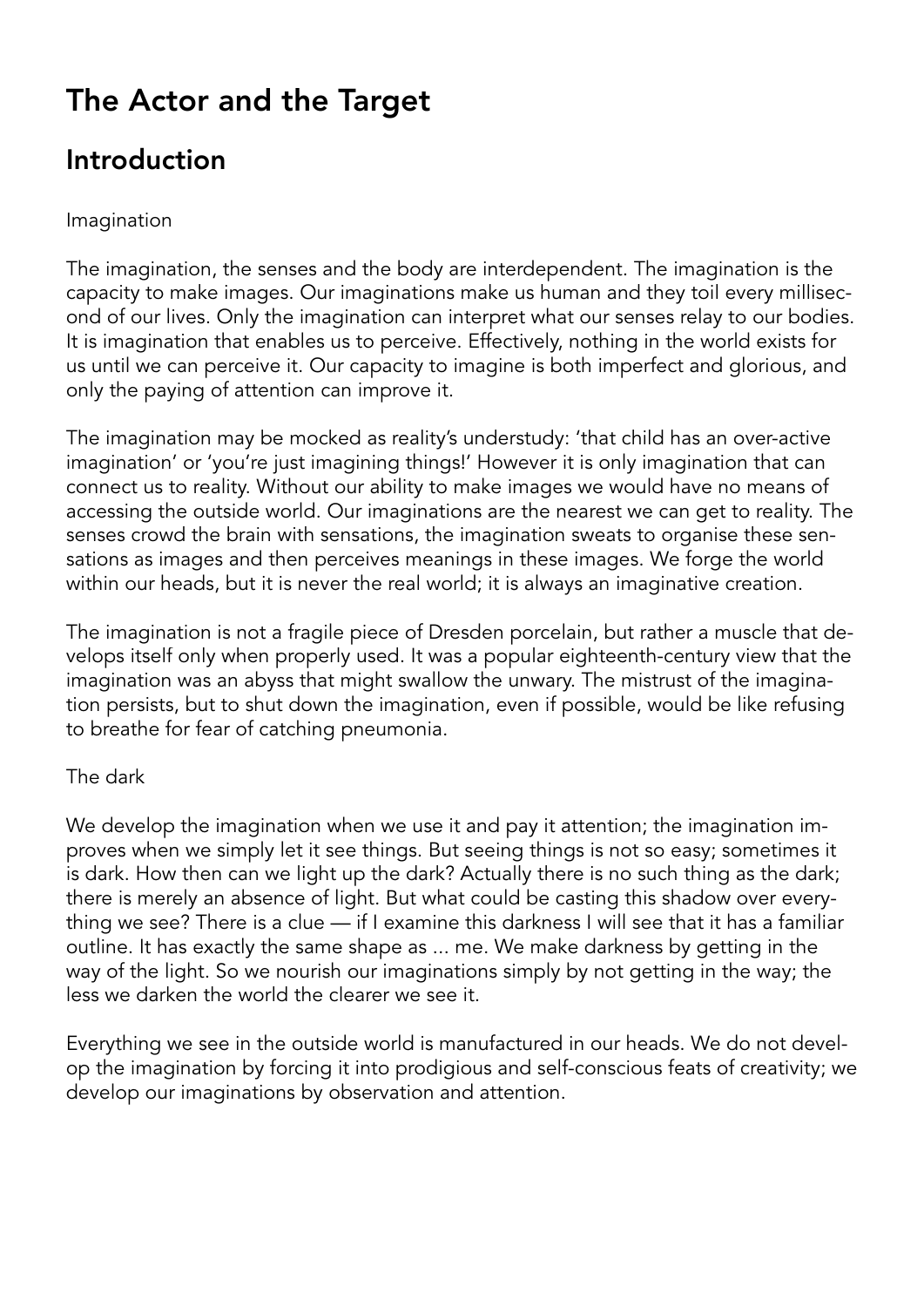# The Actor and the Target

## Introduction

Imagination

The imagination, the senses and the body are interdependent. The imagination is the capacity to make images. Our imaginations make us human and they toil every millisecond of our lives. Only the imagination can interpret what our senses relay to our bodies. It is imagination that enables us to perceive. Effectively, nothing in the world exists for us until we can perceive it. Our capacity to imagine is both imperfect and glorious, and only the paying of attention can improve it.

The imagination may be mocked as reality's understudy: 'that child has an over-active imagination' or 'you're just imagining things!' However it is only imagination that can connect us to reality. Without our ability to make images we would have no means of accessing the outside world. Our imaginations are the nearest we can get to reality. The senses crowd the brain with sensations, the imagination sweats to organise these sensations as images and then perceives meanings in these images. We forge the world within our heads, but it is never the real world; it is always an imaginative creation.

The imagination is not a fragile piece of Dresden porcelain, but rather a muscle that develops itself only when properly used. It was a popular eighteenth-century view that the imagination was an abyss that might swallow the unwary. The mistrust of the imagination persists, but to shut down the imagination, even if possible, would be like refusing to breathe for fear of catching pneumonia.

The dark

We develop the imagination when we use it and pay it attention; the imagination improves when we simply let it see things. But seeing things is not so easy; sometimes it is dark. How then can we light up the dark? Actually there is no such thing as the dark; there is merely an absence of light. But what could be casting this shadow over everything we see? There is a clue — if I examine this darkness I will see that it has a familiar outline. It has exactly the same shape as ... me. We make darkness by getting in the way of the light. So we nourish our imaginations simply by not getting in the way; the less we darken the world the clearer we see it.

Everything we see in the outside world is manufactured in our heads. We do not develop the imagination by forcing it into prodigious and self-conscious feats of creativity; we develop our imaginations by observation and attention.